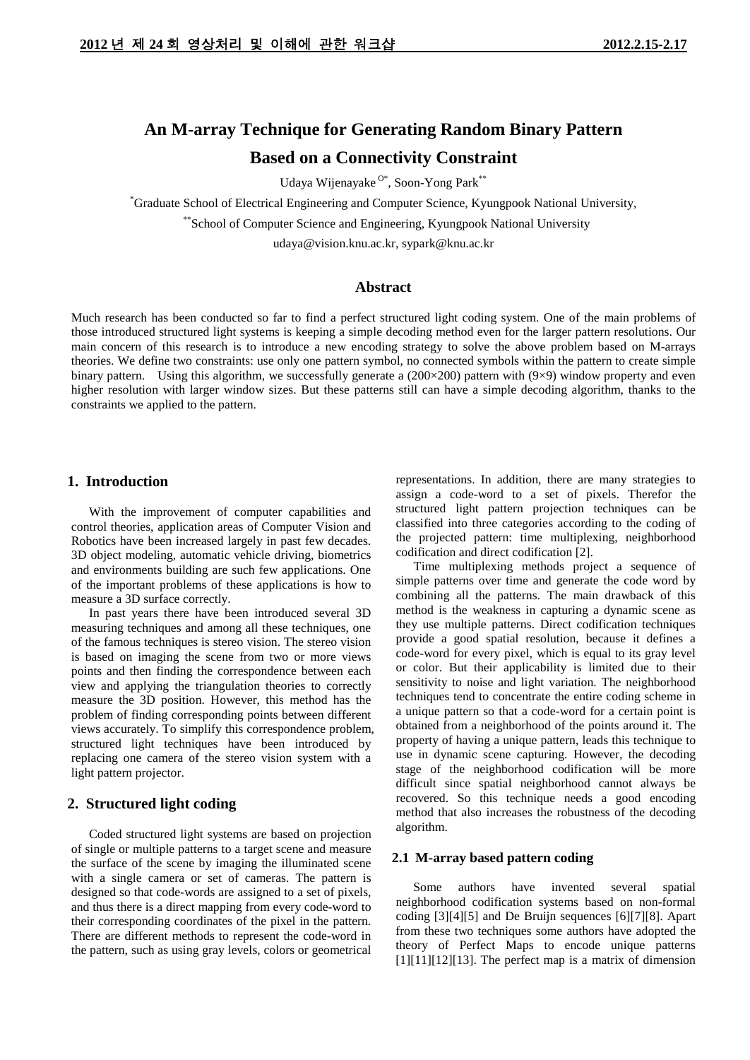# An M-array Technique for Generating Random Binary Pattern Based on a Connectivity Constraint

Udaya Wijenayake [O*], Soon-Yong Park [**]

[*]Graduate School of Electrical Engineering and Computer Science, Kyungpook National University,

[**]School of Computer Science and Engineering, Kyungpook National University

udaya@vision.knu.ac.kr, sypark@knu.ac.kr

## Abstract

Much research has been conducted so far to find a perfect structured light coding system. One of the main problems of those introduced structured light systems is keeping a simple decoding method even for the larger pattern resolutions. Our main concern of this research is to introduce a new encoding strategy to solve the above problem based on M-arrays theories. We define two constraints: use only one pattern symbol, no connected symbols within the pattern to create simple binary pattern. Using this algorithm, we successfully generate a (200×200) pattern with (9×9) window property and even higher resolution with larger window sizes. But these patterns still can have a simple decoding algorithm, thanks to the constraints we applied to the pattern.

## 1. Introduction

With the improvement of computer capabilities and control theories, application areas of Computer Vision and Robotics have been increased largely in past few decades. 3D object modeling, automatic vehicle driving, biometrics and environments building are such few applications. One of the important problems of these applications is how to measure a 3D surface correctly.

In past years there have been introduced several 3D measuring techniques and among all these techniques, one of the famous techniques is stereo vision. The stereo vision is based on imaging the scene from two or more views points and then finding the correspondence between each view and applying the triangulation theories to correctly measure the 3D position. However, this method has the problem of finding corresponding points between different views accurately. To simplify this correspondence problem, structured light techniques have been introduced by replacing one camera of the stereo vision system with a light pattern projector.

## 2. Structured light coding

Coded structured light systems are based on projection of single or multiple patterns to a target scene and measure the surface of the scene by imaging the illuminated scene with a single camera or set of cameras. The pattern is designed so that code-words are assigned to a set of pixels, and thus there is a direct mapping from every code-word to their corresponding coordinates of the pixel in the pattern. There are different methods to represent the code-word in the pattern, such as using gray levels, colors or geometrical representations. In addition, there are many strategies to assign a code-word to a set of pixels. Therefor the structured light pattern projection techniques can be classified into three categories according to the coding of the projected pattern: time multiplexing, neighborhood codification and direct codification [2].

Time multiplexing methods project a sequence of simple patterns over time and generate the code word by combining all the patterns. The main drawback of this method is the weakness in capturing a dynamic scene as they use multiple patterns. Direct codification techniques provide a good spatial resolution, because it defines a code-word for every pixel, which is equal to its gray level or color. But their applicability is limited due to their sensitivity to noise and light variation. The neighborhood techniques tend to concentrate the entire coding scheme in a unique pattern so that a code-word for a certain point is obtained from a neighborhood of the points around it. The property of having a unique pattern, leads this technique to use in dynamic scene capturing. However, the decoding stage of the neighborhood codification will be more difficult since spatial neighborhood cannot always be recovered. So this technique needs a good encoding method that also increases the robustness of the decoding algorithm.

### 2.1 M-array based pattern coding

Some authors have invented several spatial neighborhood codification systems based on non-formal coding [3][4][5] and De Bruijn sequences [6][7][8]. Apart from these two techniques some authors have adopted the theory of Perfect Maps to encode unique patterns [1][11][12][13]. The perfect map is a matrix of dimension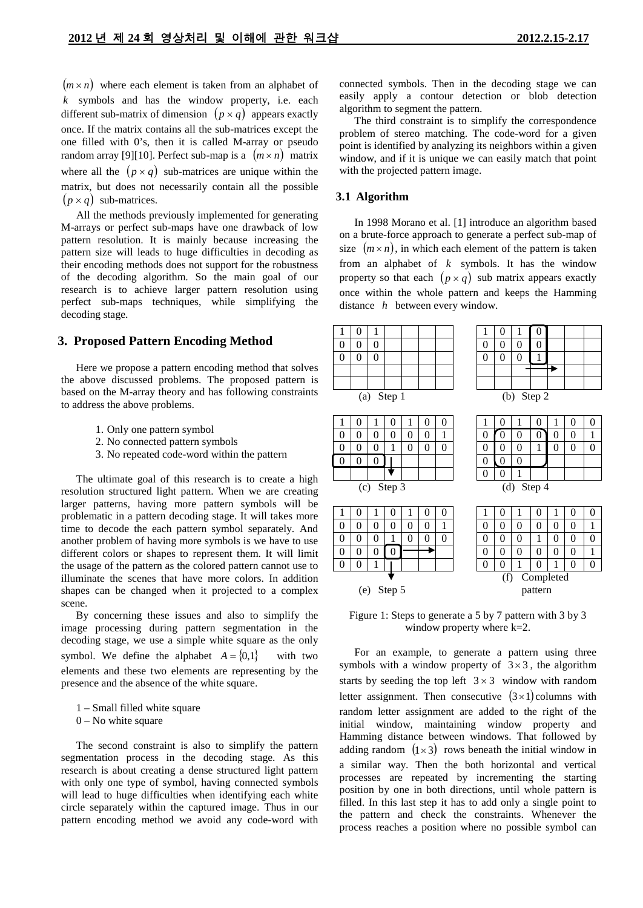$(m \times n)$ where each element is taken from an alphabet of $k$ symbols and has the window property, i.e. each different sub-matrix of dimension $(p \times q)$ appears exactly once. If the matrix contains all the sub-matrices except the one filled with 0's, then it is called M-array or pseudo random array [9][10]. Perfect sub-map is a $(m \times n)$ matrix where all the $(p \times q)$ sub-matrices are unique within the matrix, but does not necessarily contain all the possible $(p \times q)$ sub-matrices.

All the methods previously implemented for generating M-arrays or perfect sub-maps have one drawback of low pattern resolution. It is mainly because increasing the pattern size will leads to huge difficulties in decoding as their encoding methods does not support for the robustness of the decoding algorithm. So the main goal of our research is to achieve larger pattern resolution using perfect sub-maps techniques, while simplifying the decoding stage.

## 3. Proposed Pattern Encoding Method

Here we propose a pattern encoding method that solves the above discussed problems. The proposed pattern is based on the M-array theory and has following constraints to address the above problems.

1. Only one pattern symbol
2. No connected pattern symbols
3. No repeated code-word within the pattern

The ultimate goal of this research is to create a high resolution structured light pattern. When we are creating larger patterns, having more pattern symbols will be problematic in a pattern decoding stage. It will takes more time to decode the each pattern symbol separately. And another problem of having more symbols is we have to use different colors or shapes to represent them. It will limit the usage of the pattern as the colored pattern cannot use to illuminate the scenes that have more colors. In addition shapes can be changed when it projected to a complex scene.

By concerning these issues and also to simplify the image processing during pattern segmentation in the decoding stage, we use a simple white square as the only symbol. We define the alphabet $A = \{0,1\}$ with two elements and these two elements are representing by the presence and the absence of the white square.

1 – Small filled white square
0 – No white square

The second constraint is also to simplify the pattern segmentation process in the decoding stage. As this research is about creating a dense structured light pattern with only one type of symbol, having connected symbols will lead to huge difficulties when identifying each white circle separately within the captured image. Thus in our pattern encoding method we avoid any code-word with connected symbols. Then in the decoding stage we can easily apply a contour detection or blob detection algorithm to segment the pattern.

The third constraint is to simplify the correspondence problem of stereo matching. The code-word for a given point is identified by analyzing its neighbors within a given window, and if it is unique we can easily match that point with the projected pattern image.

### 3.1 Algorithm

In 1998 Morano et al. [1] introduce an algorithm based on a brute-force approach to generate a perfect sub-map of size $(m \times n)$, in which each element of the pattern is taken from an alphabet of $k$ symbols. It has the window property so that each $(p \times q)$ sub matrix appears exactly once within the whole pattern and keeps the Hamming distance $h$ between every window.

(a) Step 1

| 1 | 0 | 1 | | | | |
|---|---|---|---|---|---|---|
| 0 | 0 | 0 | | | | |
| 0 | 0 | 0 | | | | |
| | | | | | | |
| | | | | | | |

(b) Step 2

| 1 | 0 | 1 | 0 | | | |
|---|---|---|---|---|---|---|
| 0 | 0 | 0 | 0 | | | |
| 0 | 0 | 0 | 1 | | | |
| | | | | | | |
| | | | | | | |

(c) Step 3

| 1 | 0 | 1 | 0 | 1 | 0 | 0 |
|---|---|---|---|---|---|---|
| 0 | 0 | 0 | 0 | 0 | 0 | 1 |
| 0 | 0 | 0 | 1 | 0 | 0 | 0 |
| 0 | 0 | 0 | | | | |
| | | | | | | |

(d) Step 4

| 1 | 0 | 1 | 0 | 1 | 0 | 0 |
|---|---|---|---|---|---|---|
| 0 | 0 | 0 | 0 | 0 | 0 | 1 |
| 0 | 0 | 0 | 1 | 0 | 0 | 0 |
| 0 | 0 | 0 | | | | |
| 0 | 0 | 1 | | | | |

(e) Step 5

| 1 | 0 | 1 | 0 | 1 | 0 | 0 |
|---|---|---|---|---|---|---|
| 0 | 0 | 0 | 0 | 0 | 0 | 1 |
| 0 | 0 | 0 | 1 | 0 | 0 | 0 |
| 0 | 0 | 0 | 0 | | | |
| 0 | 0 | 1 | | | | |

(f) Completed pattern

| 1 | 0 | 1 | 0 | 1 | 0 | 0 |
|---|---|---|---|---|---|---|
| 0 | 0 | 0 | 0 | 0 | 0 | 1 |
| 0 | 0 | 0 | 1 | 0 | 0 | 0 |
| 0 | 0 | 0 | 0 | 0 | 0 | 1 |
| 0 | 0 | 1 | 0 | 1 | 0 | 0 |

Figure 1: Steps to generate a 5 by 7 pattern with 3 by 3 window property where k=2.

For an example, to generate a pattern using three symbols with a window property of $3 \times 3$, the algorithm starts by seeding the top left $3 \times 3$ window with random letter assignment. Then consecutive $(3 \times 1)$ columns with random letter assignment are added to the right of the initial window, maintaining window property and Hamming distance between windows. That followed by adding random $(1 \times 3)$ rows beneath the initial window in a similar way. Then the both horizontal and vertical processes are repeated by incrementing the starting position by one in both directions, until whole pattern is filled. In this last step it has to add only a single point to the pattern and check the constraints. Whenever the process reaches a position where no possible symbol can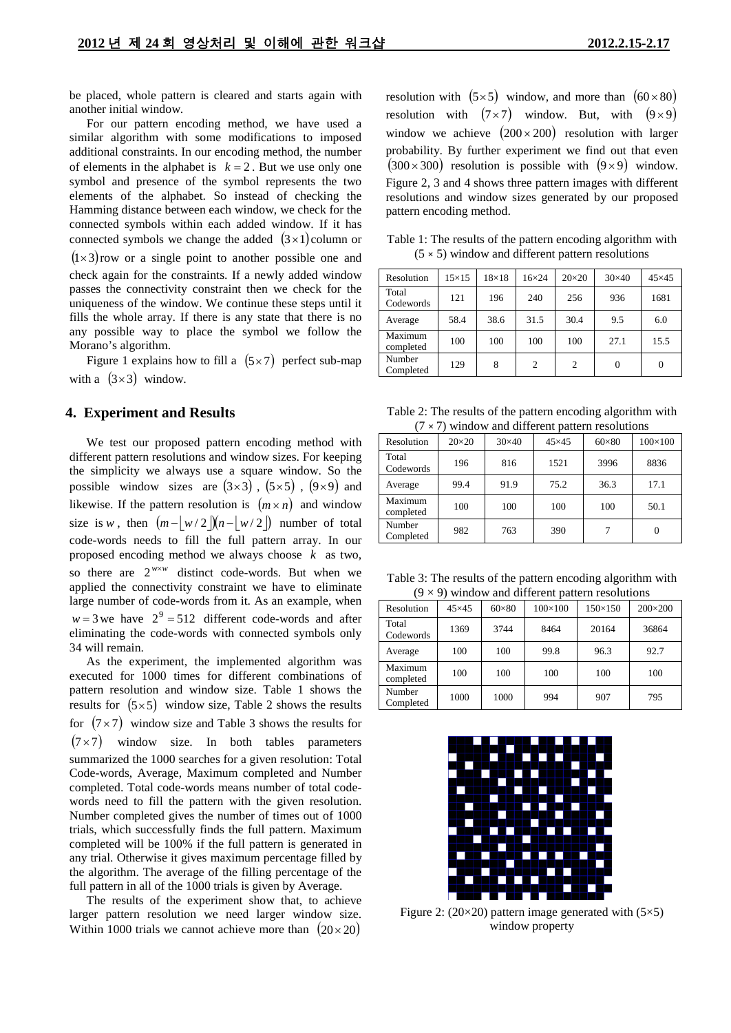be placed, whole pattern is cleared and starts again with another initial window.

For our pattern encoding method, we have used a similar algorithm with some modifications to imposed additional constraints. In our encoding method, the number of elements in the alphabet is $k = 2$. But we use only one symbol and presence of the symbol represents the two elements of the alphabet. So instead of checking the Hamming distance between each window, we check for the connected symbols within each added window. If it has connected symbols we change the added $(3 \times 1)$ column or $(1 \times 3)$ row or a single point to another possible one and check again for the constraints. If a newly added window passes the connectivity constraint then we check for the uniqueness of the window. We continue these steps until it fills the whole array. If there is any state that there is no any possible way to place the symbol we follow the Morano's algorithm.

Figure 1 explains how to fill a $(5 \times 7)$ perfect sub-map with a $(3 \times 3)$ window.

## 4. Experiment and Results

We test our proposed pattern encoding method with different pattern resolutions and window sizes. For keeping the simplicity we always use a square window. So the possible window sizes are $(3 \times 3)$, $(5 \times 5)$, $(9 \times 9)$ and likewise. If the pattern resolution is $(m \times n)$ and window size is $w$, then $(m - \lfloor w/2 \rfloor)(n - \lfloor w/2 \rfloor)$ number of total code-words needs to fill the full pattern array. In our proposed encoding method we always choose $k$ as two, so there are $2^{w \times w}$ distinct code-words. But when we applied the connectivity constraint we have to eliminate large number of code-words from it. As an example, when $w = 3$ we have $2^9 = 512$ different code-words and after eliminating the code-words with connected symbols only 34 will remain.

As the experiment, the implemented algorithm was executed for 1000 times for different combinations of pattern resolution and window size. Table 1 shows the results for $(5 \times 5)$ window size, Table 2 shows the results for $(7 \times 7)$ window size and Table 3 shows the results for $(7 \times 7)$ window size. In both tables parameters summarized the 1000 searches for a given resolution: Total Code-words, Average, Maximum completed and Number completed. Total code-words means number of total code-words need to fill the pattern with the given resolution. Number completed gives the number of times out of 1000 trials, which successfully finds the full pattern. Maximum completed will be 100% if the full pattern is generated in any trial. Otherwise it gives maximum percentage filled by the algorithm. The average of the filling percentage of the full pattern in all of the 1000 trials is given by Average.

The results of the experiment show that, to achieve larger pattern resolution we need larger window size. Within 1000 trials we cannot achieve more than $(20 \times 20)$ resolution with $(5 \times 5)$ window, and more than $(60 \times 80)$ resolution with $(7 \times 7)$ window. But, with $(9 \times 9)$ window we achieve $(200 \times 200)$ resolution with larger probability. By further experiment we find out that even $(300 \times 300)$ resolution is possible with $(9 \times 9)$ window. Figure 2, 3 and 4 shows three pattern images with different resolutions and window sizes generated by our proposed pattern encoding method.

Table 1: The results of the pattern encoding algorithm with (5 × 5) window and different pattern resolutions

| Resolution | 15×15 | 18×18 | 16×24 | 20×20 | 30×40 | 45×45 |
|---|---|---|---|---|---|---|
| Total Codewords | 121 | 196 | 240 | 256 | 936 | 1681 |
| Average | 58.4 | 38.6 | 31.5 | 30.4 | 9.5 | 6.0 |
| Maximum completed | 100 | 100 | 100 | 100 | 27.1 | 15.5 |
| Number Completed | 129 | 8 | 2 | 2 | 0 | 0 |

Table 2: The results of the pattern encoding algorithm with (7 × 7) window and different pattern resolutions

| Resolution | 20×20 | 30×40 | 45×45 | 60×80 | 100×100 |
|---|---|---|---|---|---|
| Total Codewords | 196 | 816 | 1521 | 3996 | 8836 |
| Average | 99.4 | 91.9 | 75.2 | 36.3 | 17.1 |
| Maximum completed | 100 | 100 | 100 | 100 | 50.1 |
| Number Completed | 982 | 763 | 390 | 7 | 0 |

Table 3: The results of the pattern encoding algorithm with (9 × 9) window and different pattern resolutions

| Resolution | 45×45 | 60×80 | 100×100 | 150×150 | 200×200 |
|---|---|---|---|---|---|
| Total Codewords | 1369 | 3744 | 8464 | 20164 | 36864 |
| Average | 100 | 100 | 99.8 | 96.3 | 92.7 |
| Maximum completed | 100 | 100 | 100 | 100 | 100 |
| Number Completed | 1000 | 1000 | 994 | 907 | 795 |

Figure 2: (20×20) pattern image generated with (5×5) window property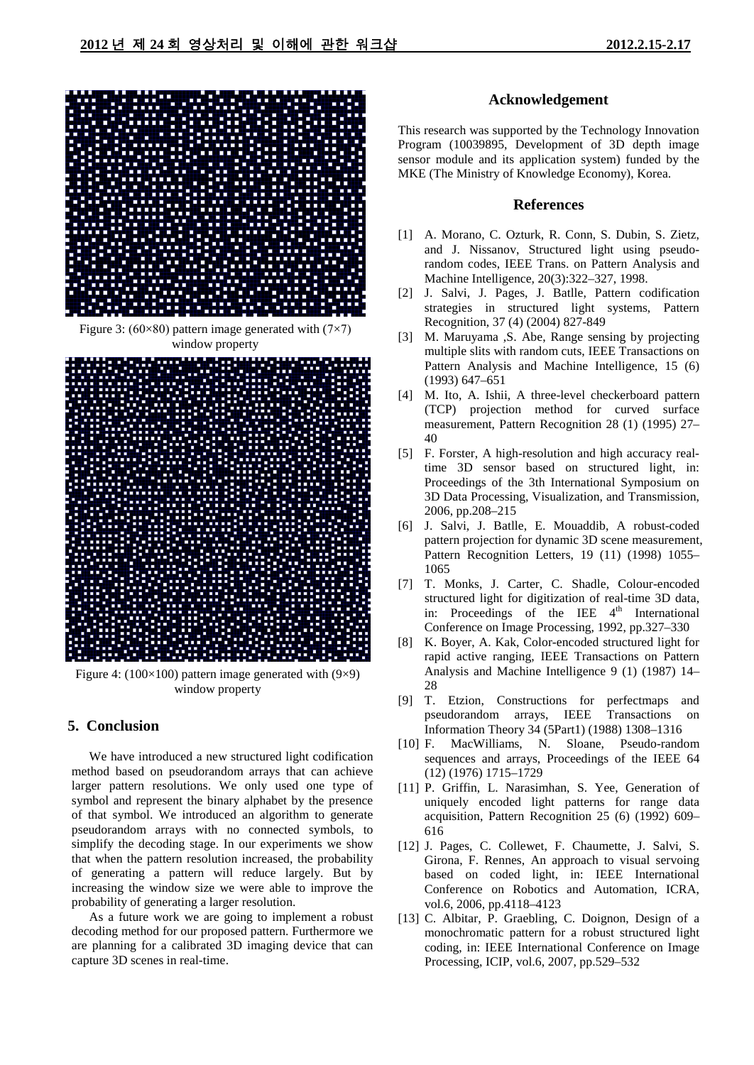Figure 3: (60×80) pattern image generated with (7×7) window property

Figure 4: (100×100) pattern image generated with (9×9) window property

## 5. Conclusion

We have introduced a new structured light codification method based on pseudorandom arrays that can achieve larger pattern resolutions. We only used one type of symbol and represent the binary alphabet by the presence of that symbol. We introduced an algorithm to generate pseudorandom arrays with no connected symbols, to simplify the decoding stage. In our experiments we show that when the pattern resolution increased, the probability of generating a pattern will reduce largely. But by increasing the window size we were able to improve the probability of generating a larger resolution.

As a future work we are going to implement a robust decoding method for our proposed pattern. Furthermore we are planning for a calibrated 3D imaging device that can capture 3D scenes in real-time.

## Acknowledgement

This research was supported by the Technology Innovation Program (10039895, Development of 3D depth image sensor module and its application system) funded by the MKE (The Ministry of Knowledge Economy), Korea.

## References

[1] A. Morano, C. Ozturk, R. Conn, S. Dubin, S. Zietz, and J. Nissanov, Structured light using pseudo-random codes, IEEE Trans. on Pattern Analysis and Machine Intelligence, 20(3):322–327, 1998.

[2] J. Salvi, J. Pages, J. Batlle, Pattern codification strategies in structured light systems, Pattern Recognition, 37 (4) (2004) 827-849

[3] M. Maruyama ,S. Abe, Range sensing by projecting multiple slits with random cuts, IEEE Transactions on Pattern Analysis and Machine Intelligence, 15 (6) (1993) 647–651

[4] M. Ito, A. Ishii, A three-level checkerboard pattern (TCP) projection method for curved surface measurement, Pattern Recognition 28 (1) (1995) 27–40

[5] F. Forster, A high-resolution and high accuracy real-time 3D sensor based on structured light, in: Proceedings of the 3th International Symposium on 3D Data Processing, Visualization, and Transmission, 2006, pp.208–215

[6] J. Salvi, J. Batlle, E. Mouaddib, A robust-coded pattern projection for dynamic 3D scene measurement, Pattern Recognition Letters, 19 (11) (1998) 1055–1065

[7] T. Monks, J. Carter, C. Shadle, Colour-encoded structured light for digitization of real-time 3D data, in: Proceedings of the IEE 4th International Conference on Image Processing, 1992, pp.327–330

[8] K. Boyer, A. Kak, Color-encoded structured light for rapid active ranging, IEEE Transactions on Pattern Analysis and Machine Intelligence 9 (1) (1987) 14–28

[9] T. Etzion, Constructions for perfectmaps and pseudorandom arrays, IEEE Transactions on Information Theory 34 (5Part1) (1988) 1308–1316

[10] F. MacWilliams, N. Sloane, Pseudo-random sequences and arrays, Proceedings of the IEEE 64 (12) (1976) 1715–1729

[11] P. Griffin, L. Narasimhan, S. Yee, Generation of uniquely encoded light patterns for range data acquisition, Pattern Recognition 25 (6) (1992) 609–616

[12] J. Pages, C. Collewet, F. Chaumette, J. Salvi, S. Girona, F. Rennes, An approach to visual servoing based on coded light, in: IEEE International Conference on Robotics and Automation, ICRA, vol.6, 2006, pp.4118–4123

[13] C. Albitar, P. Graebling, C. Doignon, Design of a monochromatic pattern for a robust structured light coding, in: IEEE International Conference on Image Processing, ICIP, vol.6, 2007, pp.529–532